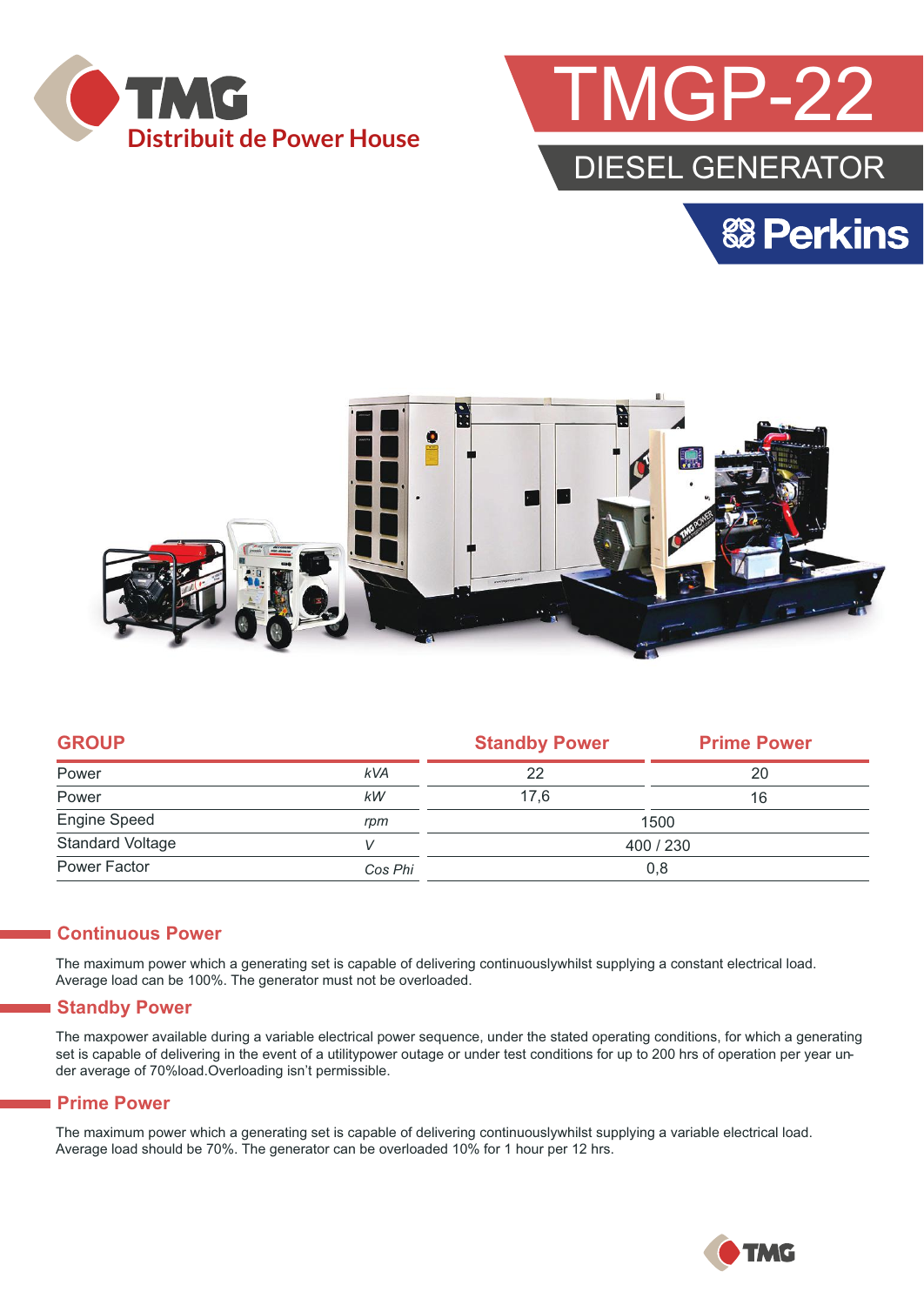TMG
Distribuit de Power House

# TMGP-22

## DIESEL GENERATOR

Perkins

| GROUP | | Standby Power | Prime Power |
|---|---|---|---|
| Power | *kVA* | 22 | 20 |
| Power | *kW* | 17,6 | 16 |
| Engine Speed | *rpm* | 1500 | |
| Standard Voltage | *V* | 400 / 230 | |
| Power Factor | *Cos Phi* | 0,8 | |

## Continuous Power

The maximum power which a generating set is capable of delivering continuouslywhilst supplying a constant electrical load. Average load can be 100%. The generator must not be overloaded.

## Standby Power

The maxpower available during a variable electrical power sequence, under the stated operating conditions, for which a generating set is capable of delivering in the event of a utilitypower outage or under test conditions for up to 200 hrs of operation per year under average of 70%load.Overloading isn't permissible.

## Prime Power

The maximum power which a generating set is capable of delivering continuouslywhilst supplying a variable electrical load. Average load should be 70%. The generator can be overloaded 10% for 1 hour per 12 hrs.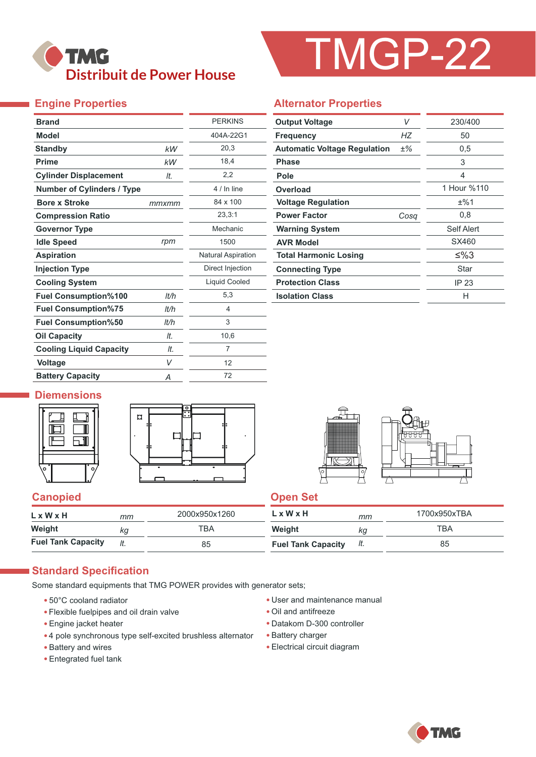TMG

Distribuit de Power House

# TMGP-22

## Engine Properties

| Property | Unit | Value |
|---|---|---|
| Brand | | PERKINS |
| Model | | 404A-22G1 |
| Standby | kW | 20,3 |
| Prime | kW | 18,4 |
| Cylinder Displacement | lt. | 2,2 |
| Number of Cylinders / Type | | 4 / In line |
| Bore x Stroke | mmxmm | 84 x 100 |
| Compression Ratio | | 23,3:1 |
| Governor Type | | Mechanic |
| Idle Speed | rpm | 1500 |
| Aspiration | | Natural Aspiration |
| Injection Type | | Direct Injection |
| Cooling System | | Liquid Cooled |
| Fuel Consumption%100 | lt/h | 5,3 |
| Fuel Consumption%75 | lt/h | 4 |
| Fuel Consumption%50 | lt/h | 3 |
| Oil Capacity | lt. | 10,6 |
| Cooling Liquid Capacity | lt. | 7 |
| Voltage | V | 12 |
| Battery Capacity | A | 72 |

## Alternator Properties

| Property | Unit | Value |
|---|---|---|
| Output Voltage | V | 230/400 |
| Frequency | HZ | 50 |
| Automatic Voltage Regulation | ±% | 0,5 |
| Phase | | 3 |
| Pole | | 4 |
| Overload | | 1 Hour %110 |
| Voltage Regulation | | ±%1 |
| Power Factor | Cosq | 0,8 |
| Warning System | | Self Alert |
| AVR Model | | SX460 |
| Total Harmonic Losing | | ≤%3 |
| Connecting Type | | Star |
| Protection Class | | IP 23 |
| Isolation Class | | H |

## Diemensions

### Canopied

| Property | Unit | Value |
|---|---|---|
| L x W x H | mm | 2000x950x1260 |
| Weight | kg | TBA |
| Fuel Tank Capacity | lt. | 85 |

### Open Set

| Property | Unit | Value |
|---|---|---|
| L x W x H | mm | 1700x950xTBA |
| Weight | kg | TBA |
| Fuel Tank Capacity | lt. | 85 |

## Standard Specification

Some standard equipments that TMG POWER provides with generator sets;

- 50°C cooland radiator
- Flexible fuelpipes and oil drain valve
- Engine jacket heater
- 4 pole synchronous type self-excited brushless alternator
- Battery and wires
- Entegrated fuel tank
- User and maintenance manual
- Oil and antifreeze
- Datakom D-300 controller
- Battery charger
- Electrical circuit diagram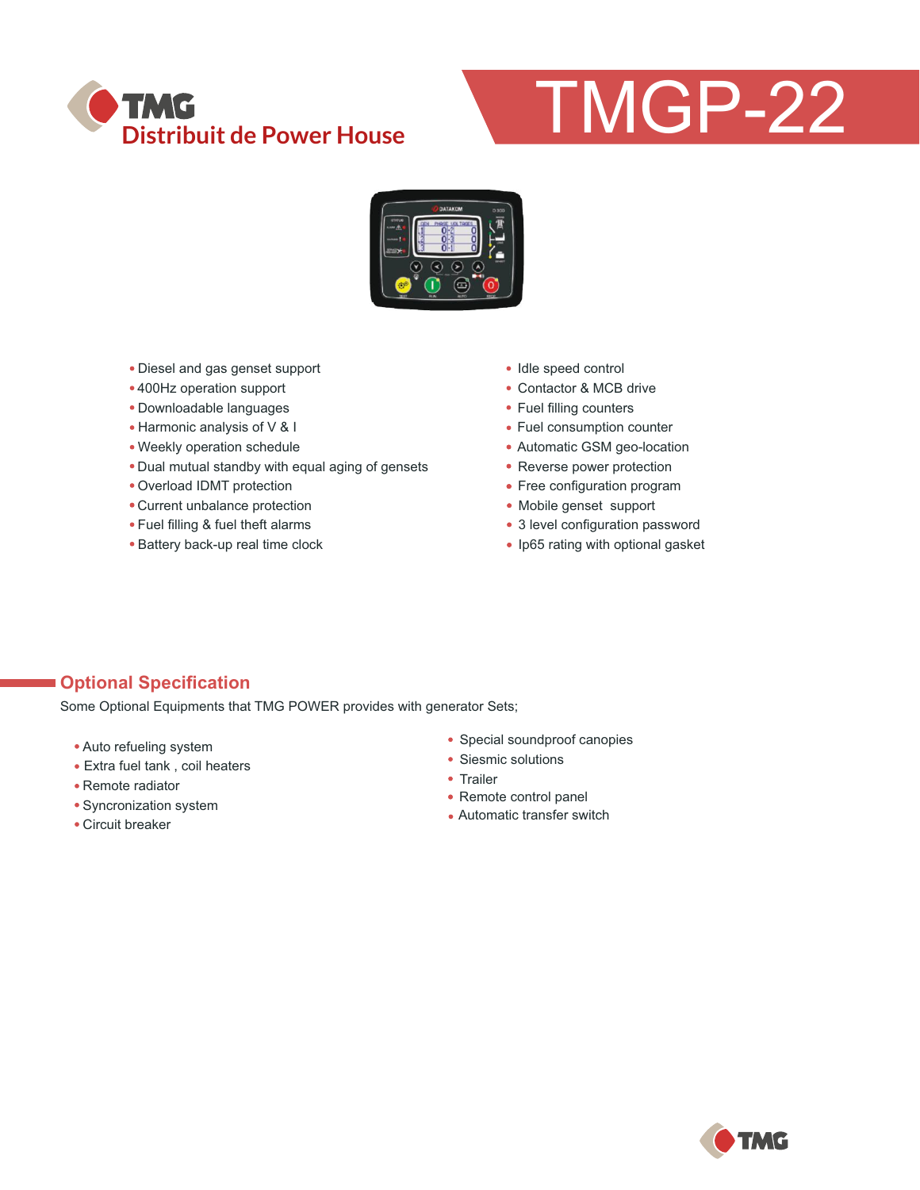TMG
Distribuit de Power House

# TMGP-22

- Diesel and gas genset support
- 400Hz operation support
- Downloadable languages
- Harmonic analysis of V & I
- Weekly operation schedule
- Dual mutual standby with equal aging of gensets
- Overload IDMT protection
- Current unbalance protection
- Fuel filling & fuel theft alarms
- Battery back-up real time clock
- Idle speed control
- Contactor & MCB drive
- Fuel filling counters
- Fuel consumption counter
- Automatic GSM geo-location
- Reverse power protection
- Free configuration program
- Mobile genset support
- 3 level configuration password
- Ip65 rating with optional gasket

## Optional Specification

Some Optional Equipments that TMG POWER provides with generator Sets;

- Auto refueling system
- Extra fuel tank , coil heaters
- Remote radiator
- Syncronization system
- Circuit breaker
- Special soundproof canopies
- Siesmic solutions
- Trailer
- Remote control panel
- Automatic transfer switch